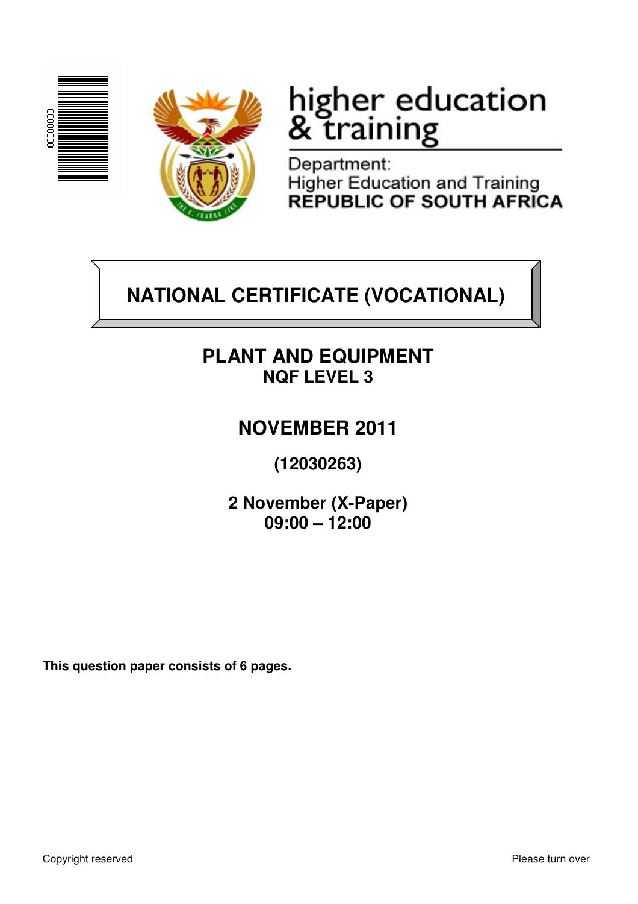higher education & training

Department:
Higher Education and Training
**REPUBLIC OF SOUTH AFRICA**

# NATIONAL CERTIFICATE (VOCATIONAL)

## PLANT AND EQUIPMENT
**NQF LEVEL 3**

## NOVEMBER 2011

**(12030263)**

**2 November (X-Paper)**
**09:00 – 12:00**

**This question paper consists of 6 pages.**

Copyright reserved

Please turn over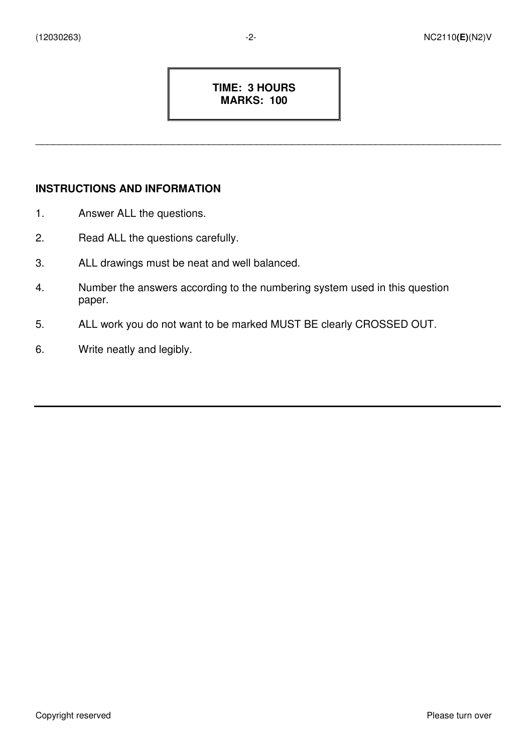**TIME: 3 HOURS**
**MARKS: 100**

---

**INSTRUCTIONS AND INFORMATION**

1. Answer ALL the questions.
2. Read ALL the questions carefully.
3. ALL drawings must be neat and well balanced.
4. Number the answers according to the numbering system used in this question paper.
5. ALL work you do not want to be marked MUST BE clearly CROSSED OUT.
6. Write neatly and legibly.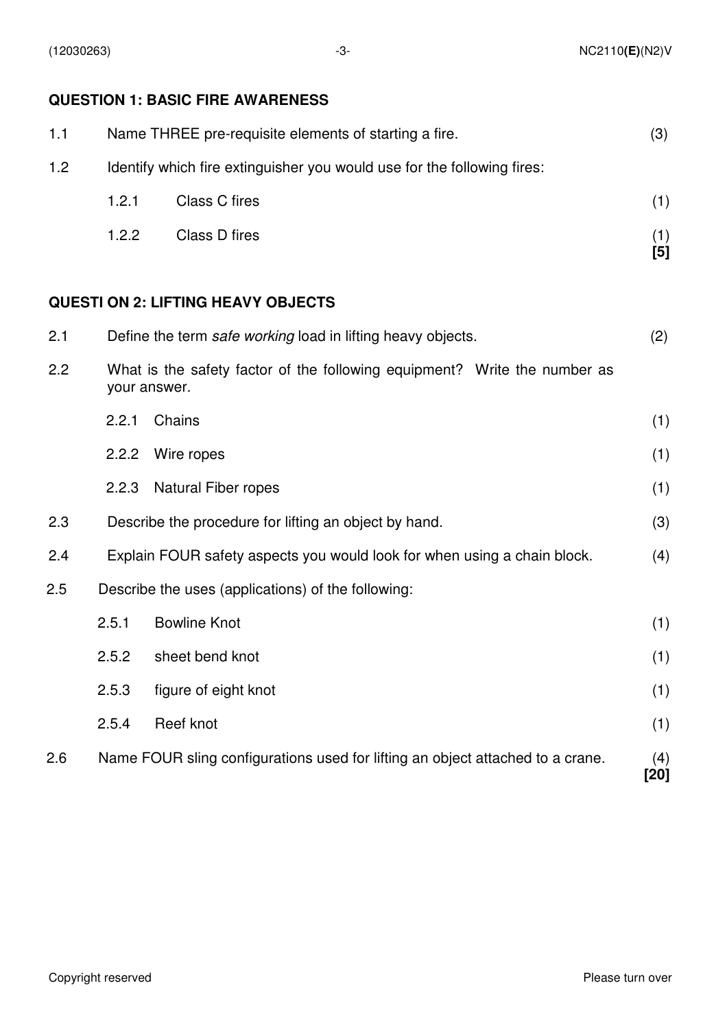## QUESTION 1: BASIC FIRE AWARENESS

1.1 Name THREE pre-requisite elements of starting a fire. (3)

1.2 Identify which fire extinguisher you would use for the following fires:

1.2.1 Class C fires (1)

1.2.2 Class D fires (1)
**[5]**

## QUESTI ON 2: LIFTING HEAVY OBJECTS

2.1 Define the term *safe working* load in lifting heavy objects. (2)

2.2 What is the safety factor of the following equipment? Write the number as your answer.

2.2.1 Chains (1)

2.2.2 Wire ropes (1)

2.2.3 Natural Fiber ropes (1)

2.3 Describe the procedure for lifting an object by hand. (3)

2.4 Explain FOUR safety aspects you would look for when using a chain block. (4)

2.5 Describe the uses (applications) of the following:

2.5.1 Bowline Knot (1)

2.5.2 sheet bend knot (1)

2.5.3 figure of eight knot (1)

2.5.4 Reef knot (1)

2.6 Name FOUR sling configurations used for lifting an object attached to a crane. (4)
**[20]**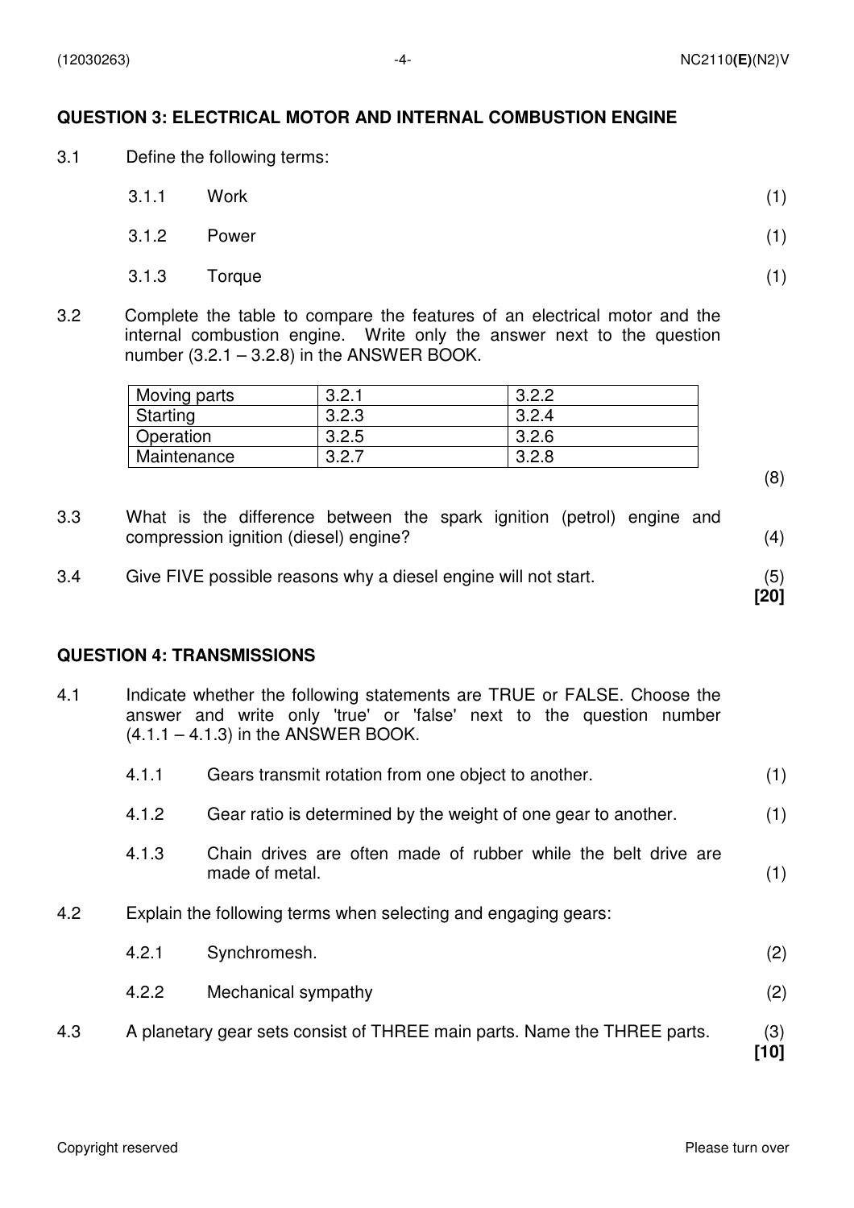## QUESTION 3: ELECTRICAL MOTOR AND INTERNAL COMBUSTION ENGINE

3.1 Define the following terms:

3.1.1 Work (1)

3.1.2 Power (1)

3.1.3 Torque (1)

3.2 Complete the table to compare the features of an electrical motor and the internal combustion engine. Write only the answer next to the question number (3.2.1 – 3.2.8) in the ANSWER BOOK.

| | | |
|---|---|---|
| Moving parts | 3.2.1 | 3.2.2 |
| Starting | 3.2.3 | 3.2.4 |
| Operation | 3.2.5 | 3.2.6 |
| Maintenance | 3.2.7 | 3.2.8 |

(8)

3.3 What is the difference between the spark ignition (petrol) engine and compression ignition (diesel) engine? (4)

3.4 Give FIVE possible reasons why a diesel engine will not start. (5)

**[20]**

## QUESTION 4: TRANSMISSIONS

4.1 Indicate whether the following statements are TRUE or FALSE. Choose the answer and write only 'true' or 'false' next to the question number (4.1.1 – 4.1.3) in the ANSWER BOOK.

4.1.1 Gears transmit rotation from one object to another. (1)

4.1.2 Gear ratio is determined by the weight of one gear to another. (1)

4.1.3 Chain drives are often made of rubber while the belt drive are made of metal. (1)

4.2 Explain the following terms when selecting and engaging gears:

4.2.1 Synchromesh. (2)

4.2.2 Mechanical sympathy (2)

4.3 A planetary gear sets consist of THREE main parts. Name the THREE parts. (3)

**[10]**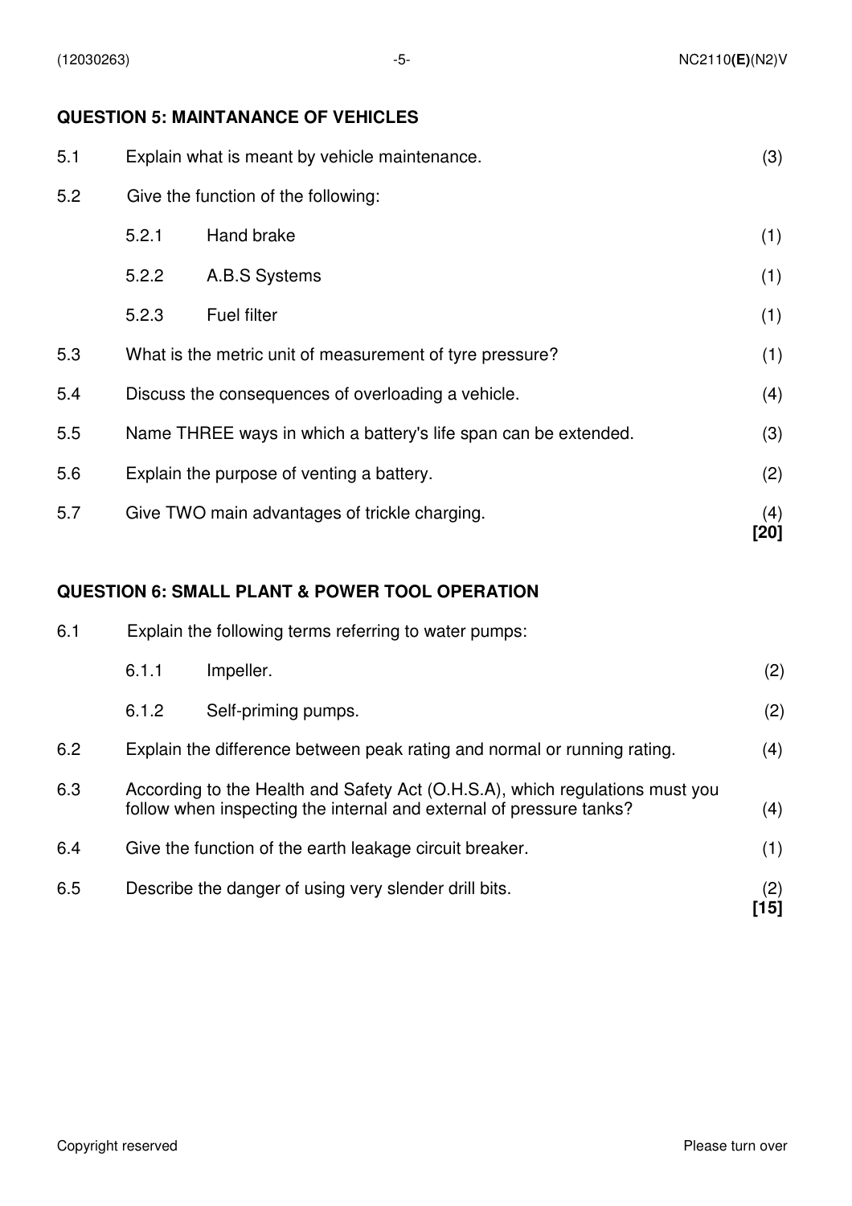## QUESTION 5: MAINTANANCE OF VEHICLES

| | | | |
|---|---|---|---|
| 5.1 | Explain what is meant by vehicle maintenance. | | (3) |
| 5.2 | Give the function of the following: | | |
| | 5.2.1 | Hand brake | (1) |
| | 5.2.2 | A.B.S Systems | (1) |
| | 5.2.3 | Fuel filter | (1) |
| 5.3 | What is the metric unit of measurement of tyre pressure? | | (1) |
| 5.4 | Discuss the consequences of overloading a vehicle. | | (4) |
| 5.5 | Name THREE ways in which a battery's life span can be extended. | | (3) |
| 5.6 | Explain the purpose of venting a battery. | | (2) |
| 5.7 | Give TWO main advantages of trickle charging. | | (4) **[20]** |

## QUESTION 6: SMALL PLANT & POWER TOOL OPERATION

| | | | |
|---|---|---|---|
| 6.1 | Explain the following terms referring to water pumps: | | |
| | 6.1.1 | Impeller. | (2) |
| | 6.1.2 | Self-priming pumps. | (2) |
| 6.2 | Explain the difference between peak rating and normal or running rating. | | (4) |
| 6.3 | According to the Health and Safety Act (O.H.S.A), which regulations must you follow when inspecting the internal and external of pressure tanks? | | (4) |
| 6.4 | Give the function of the earth leakage circuit breaker. | | (1) |
| 6.5 | Describe the danger of using very slender drill bits. | | (2) **[15]** |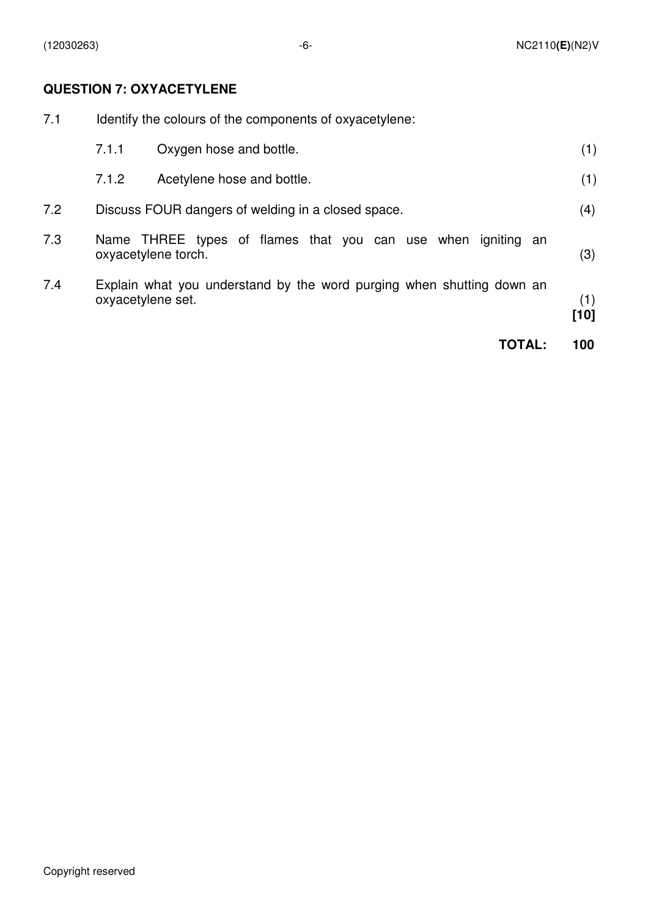## QUESTION 7: OXYACETYLENE

7.1 Identify the colours of the components of oxyacetylene:

7.1.1 Oxygen hose and bottle. (1)

7.1.2 Acetylene hose and bottle. (1)

7.2 Discuss FOUR dangers of welding in a closed space. (4)

7.3 Name THREE types of flames that you can use when igniting an oxyacetylene torch. (3)

7.4 Explain what you understand by the word purging when shutting down an oxyacetylene set. (1)
**[10]**

**TOTAL: 100**

Copyright reserved